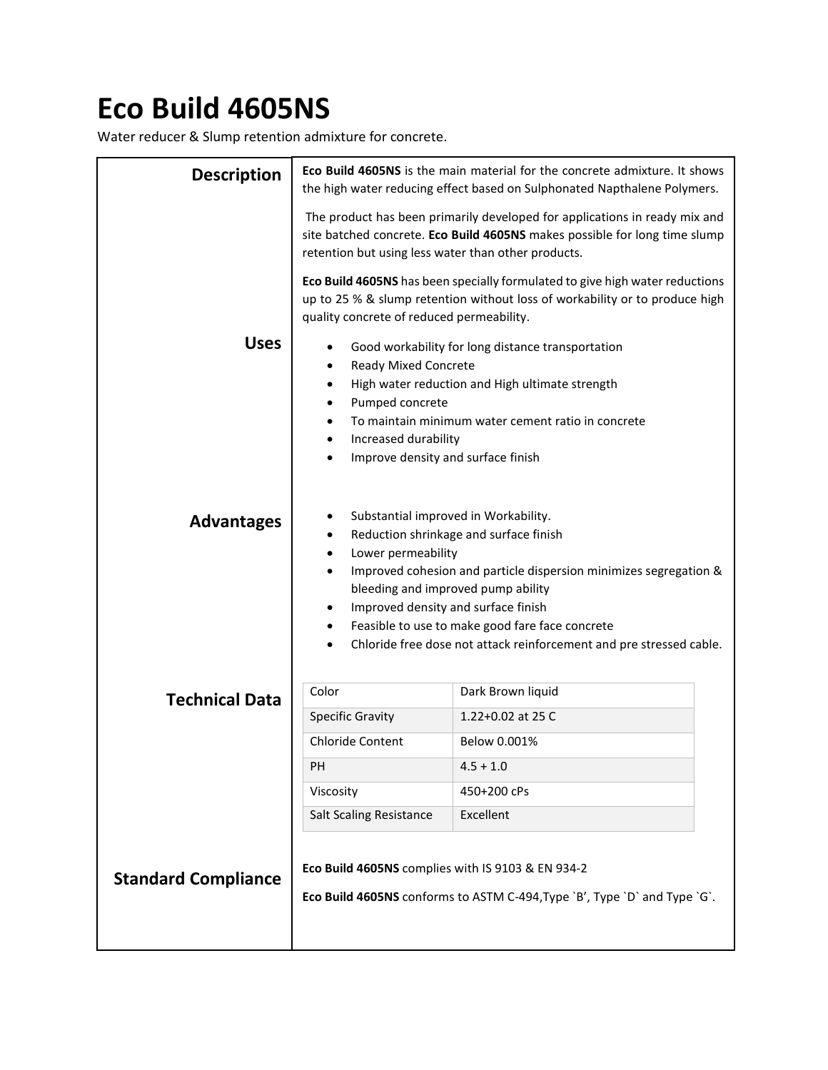# Eco Build 4605NS

Water reducer & Slump retention admixture for concrete.

## Description

**Eco Build 4605NS** is the main material for the concrete admixture. It shows the high water reducing effect based on Sulphonated Napthalene Polymers.

The product has been primarily developed for applications in ready mix and site batched concrete. **Eco Build 4605NS** makes possible for long time slump retention but using less water than other products.

**Eco Build 4605NS** has been specially formulated to give high water reductions up to 25 % & slump retention without loss of workability or to produce high quality concrete of reduced permeability.

## Uses

- Good workability for long distance transportation
- Ready Mixed Concrete
- High water reduction and High ultimate strength
- Pumped concrete
- To maintain minimum water cement ratio in concrete
- Increased durability
- Improve density and surface finish

## Advantages

- Substantial improved in Workability.
- Reduction shrinkage and surface finish
- Lower permeability
- Improved cohesion and particle dispersion minimizes segregation & bleeding and improved pump ability
- Improved density and surface finish
- Feasible to use to make good fare face concrete
- Chloride free dose not attack reinforcement and pre stressed cable.

## Technical Data

| Color | Dark Brown liquid |
|---|---|
| Specific Gravity | 1.22+0.02 at 25 C |
| Chloride Content | Below 0.001% |
| PH | 4.5 + 1.0 |
| Viscosity | 450+200 cPs |
| Salt Scaling Resistance | Excellent |

## Standard Compliance

**Eco Build 4605NS** complies with IS 9103 & EN 934-2

**Eco Build 4605NS** conforms to ASTM C-494,Type `B', Type `D` and Type `G`.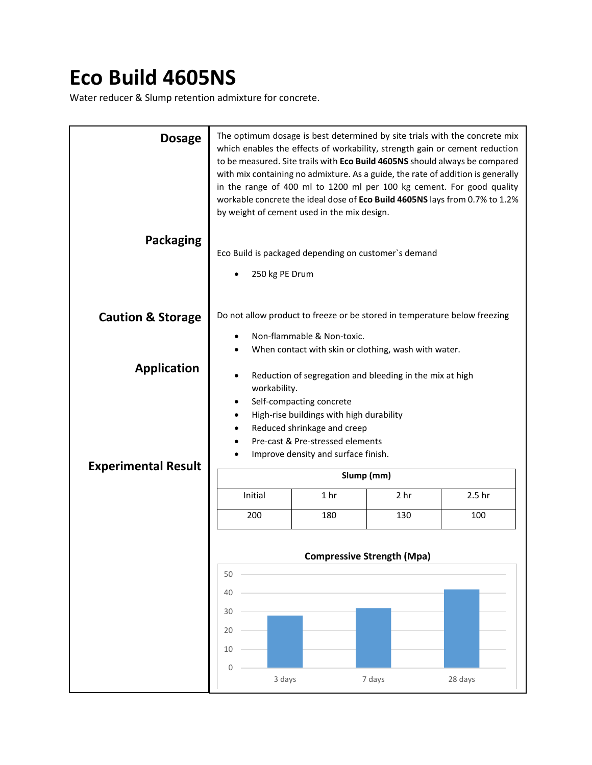# Eco Build 4605NS

Water reducer & Slump retention admixture for concrete.

## Dosage

The optimum dosage is best determined by site trials with the concrete mix which enables the effects of workability, strength gain or cement reduction to be measured. Site trails with **Eco Build 4605NS** should always be compared with mix containing no admixture. As a guide, the rate of addition is generally in the range of 400 ml to 1200 ml per 100 kg cement. For good quality workable concrete the ideal dose of **Eco Build 4605NS** lays from 0.7% to 1.2% by weight of cement used in the mix design.

## Packaging

Eco Build is packaged depending on customer`s demand

- 250 kg PE Drum

## Caution & Storage

Do not allow product to freeze or be stored in temperature below freezing

- Non-flammable & Non-toxic.
- When contact with skin or clothing, wash with water.

## Application

- Reduction of segregation and bleeding in the mix at high workability.
- Self-compacting concrete
- High-rise buildings with high durability
- Reduced shrinkage and creep
- Pre-cast & Pre-stressed elements
- Improve density and surface finish.

## Experimental Result

| Slump (mm) | | | |
|---|---|---|---|
| Initial | 1 hr | 2 hr | 2.5 hr |
| 200 | 180 | 130 | 100 |

Compressive Strength (Mpa)

50
40
30
20
10
0

3 days
7 days
28 days